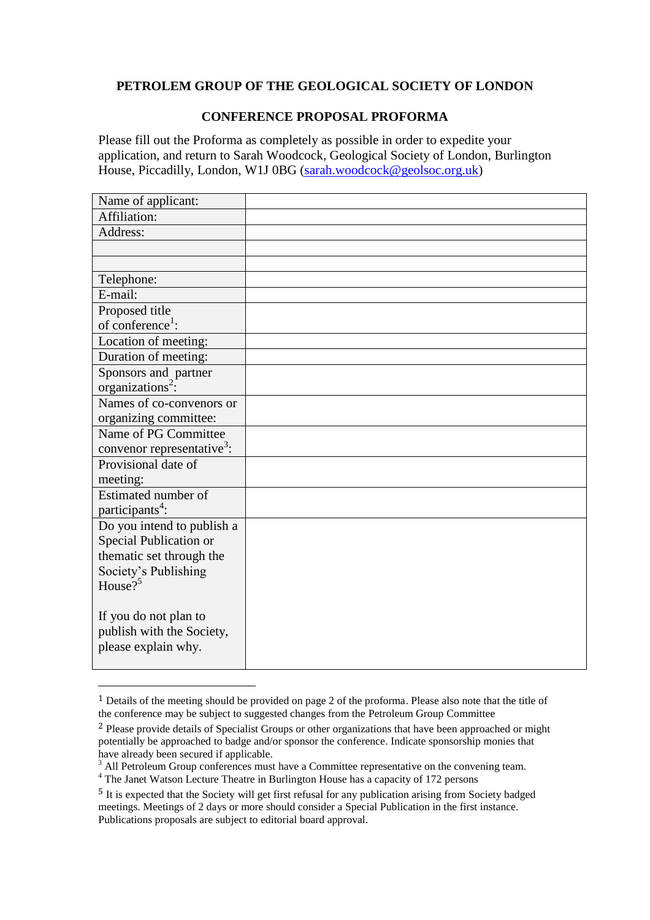**PETROLEM GROUP OF THE GEOLOGICAL SOCIETY OF LONDON**

**CONFERENCE PROPOSAL PROFORMA**

Please fill out the Proforma as completely as possible in order to expedite your application, and return to Sarah Woodcock, Geological Society of London, Burlington House, Piccadilly, London, W1J 0BG (sarah.woodcock@geolsoc.org.uk)

| | |
|---|---|
| Name of applicant: | |
| Affiliation: | |
| Address: | |
| | |
| | |
| Telephone: | |
| E-mail: | |
| Proposed title of conference[1]: | |
| Location of meeting: | |
| Duration of meeting: | |
| Sponsors and partner organizations[2]: | |
| Names of co-convenors or organizing committee: | |
| Name of PG Committee convenor representative[3]: | |
| Provisional date of meeting: | |
| Estimated number of participants[4]: | |
| Do you intend to publish a Special Publication or thematic set through the Society's Publishing House?[5]<br><br>If you do not plan to publish with the Society, please explain why. | |

[1] Details of the meeting should be provided on page 2 of the proforma. Please also note that the title of the conference may be subject to suggested changes from the Petroleum Group Committee

[2] Please provide details of Specialist Groups or other organizations that have been approached or might potentially be approached to badge and/or sponsor the conference. Indicate sponsorship monies that have already been secured if applicable.

[3] All Petroleum Group conferences must have a Committee representative on the convening team.

[4] The Janet Watson Lecture Theatre in Burlington House has a capacity of 172 persons

[5] It is expected that the Society will get first refusal for any publication arising from Society badged meetings. Meetings of 2 days or more should consider a Special Publication in the first instance. Publications proposals are subject to editorial board approval.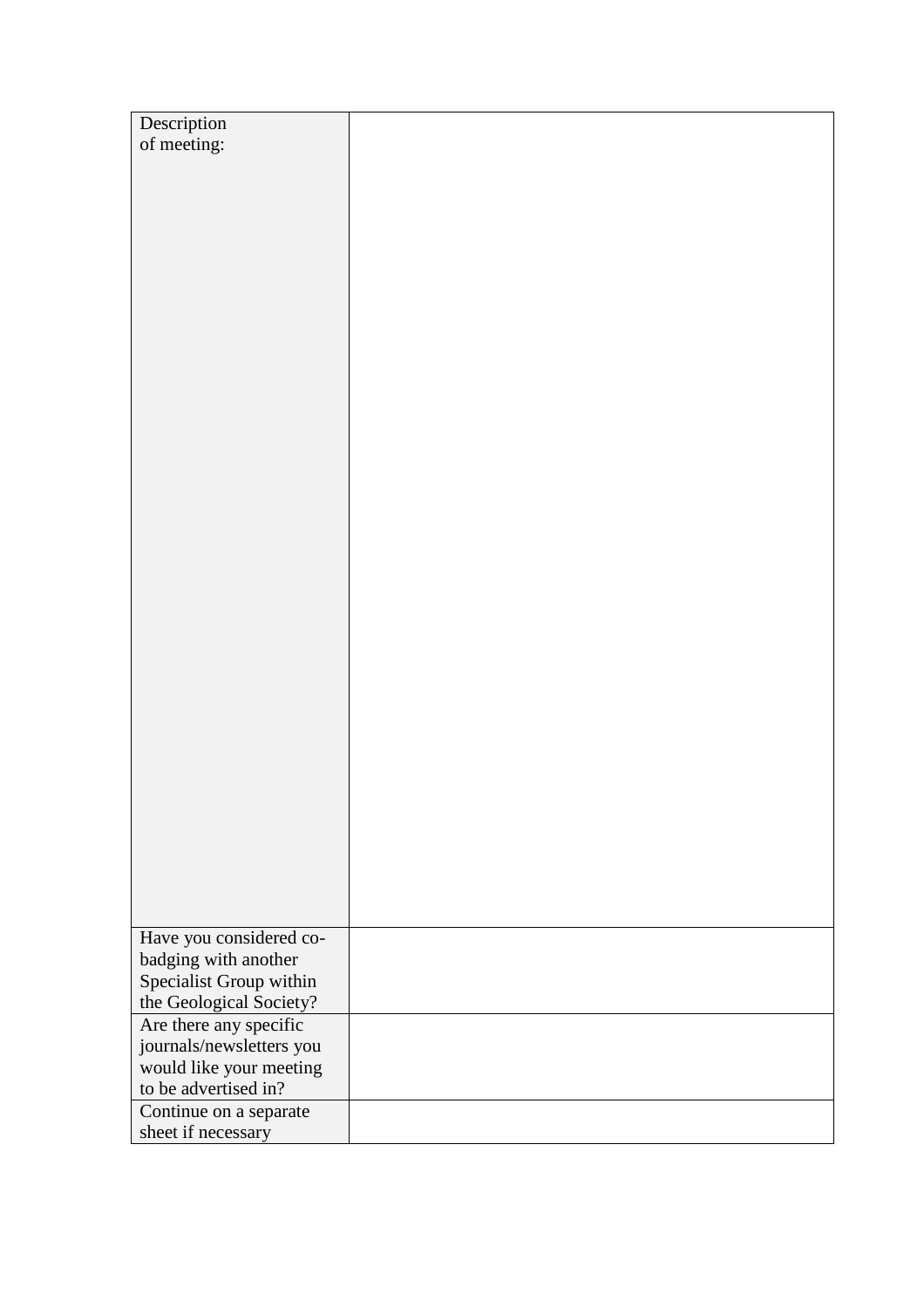| | |
|---|---|
| Description of meeting: | |
| Have you considered co-badging with another Specialist Group within the Geological Society? | |
| Are there any specific journals/newsletters you would like your meeting to be advertised in? | |
| Continue on a separate sheet if necessary | |